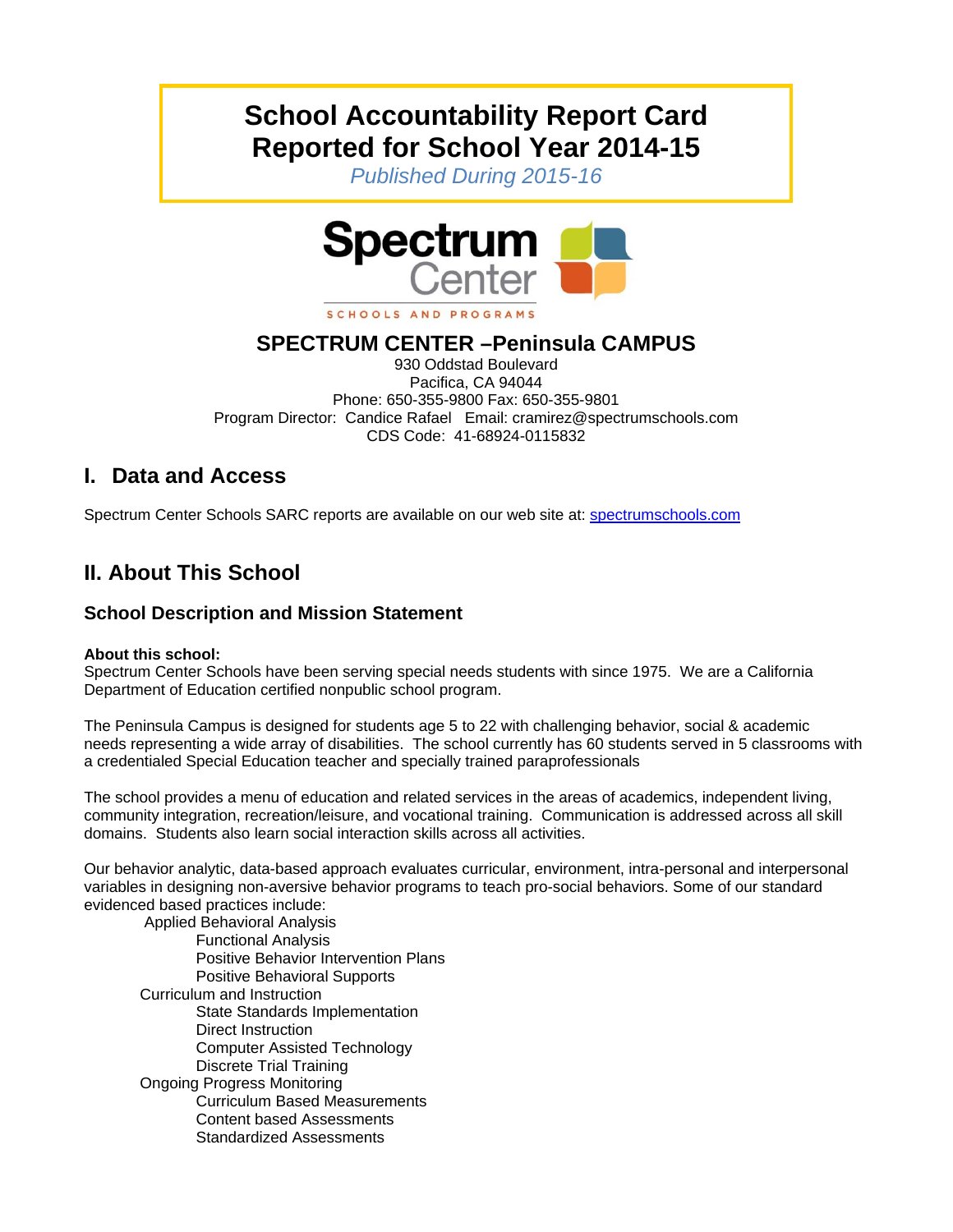# School Accountability Report Card
# Reported for School Year 2014-15

*Published During 2015-16*

Spectrum Center

SCHOOLS AND PROGRAMS

## SPECTRUM CENTER –Peninsula CAMPUS

930 Oddstad Boulevard
Pacifica, CA 94044
Phone: 650-355-9800 Fax: 650-355-9801
Program Director: Candice Rafael Email: cramirez@spectrumschools.com
CDS Code: 41-68924-0115832

## I. Data and Access

Spectrum Center Schools SARC reports are available on our web site at: [spectrumschools.com](spectrumschools.com)

## II. About This School

### School Description and Mission Statement

**About this school:**
Spectrum Center Schools have been serving special needs students with since 1975. We are a California Department of Education certified nonpublic school program.

The Peninsula Campus is designed for students age 5 to 22 with challenging behavior, social & academic needs representing a wide array of disabilities. The school currently has 60 students served in 5 classrooms with a credentialed Special Education teacher and specially trained paraprofessionals

The school provides a menu of education and related services in the areas of academics, independent living, community integration, recreation/leisure, and vocational training. Communication is addressed across all skill domains. Students also learn social interaction skills across all activities.

Our behavior analytic, data-based approach evaluates curricular, environment, intra-personal and interpersonal variables in designing non-aversive behavior programs to teach pro-social behaviors. Some of our standard evidenced based practices include:

- Applied Behavioral Analysis
  - Functional Analysis
  - Positive Behavior Intervention Plans
  - Positive Behavioral Supports
- Curriculum and Instruction
  - State Standards Implementation
  - Direct Instruction
  - Computer Assisted Technology
  - Discrete Trial Training
- Ongoing Progress Monitoring
  - Curriculum Based Measurements
  - Content based Assessments
  - Standardized Assessments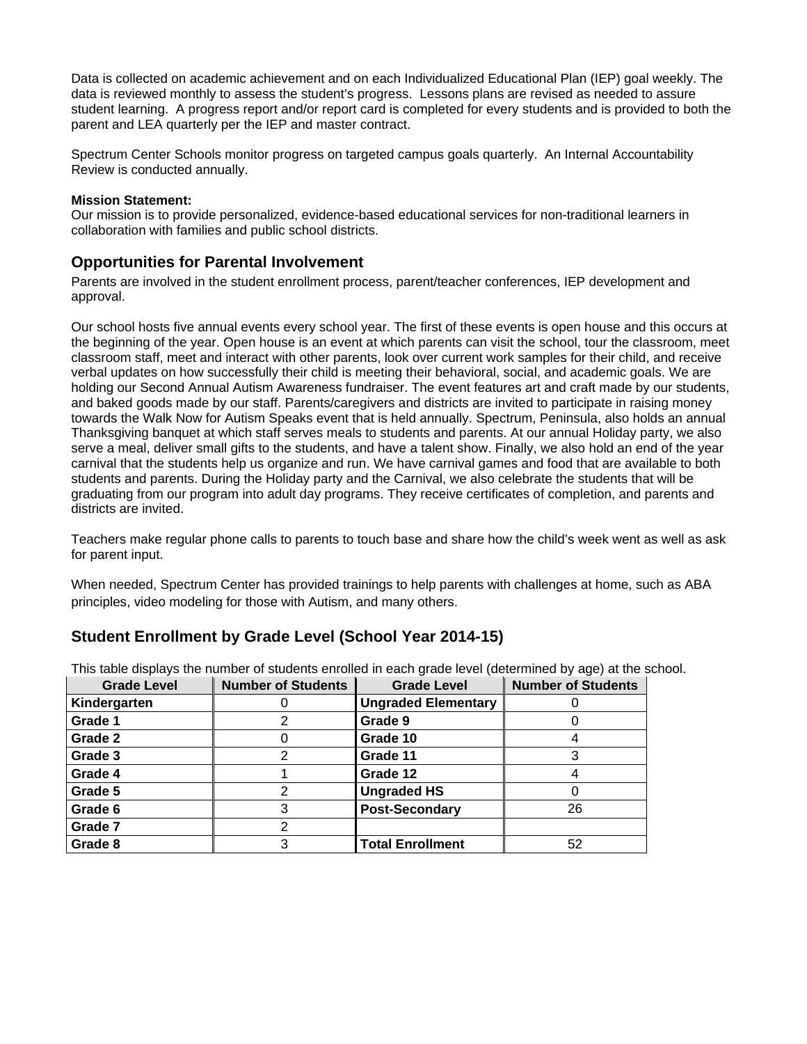Data is collected on academic achievement and on each Individualized Educational Plan (IEP) goal weekly. The data is reviewed monthly to assess the student's progress. Lessons plans are revised as needed to assure student learning. A progress report and/or report card is completed for every students and is provided to both the parent and LEA quarterly per the IEP and master contract.

Spectrum Center Schools monitor progress on targeted campus goals quarterly. An Internal Accountability Review is conducted annually.

**Mission Statement:**
Our mission is to provide personalized, evidence-based educational services for non-traditional learners in collaboration with families and public school districts.

## Opportunities for Parental Involvement

Parents are involved in the student enrollment process, parent/teacher conferences, IEP development and approval.

Our school hosts five annual events every school year. The first of these events is open house and this occurs at the beginning of the year. Open house is an event at which parents can visit the school, tour the classroom, meet classroom staff, meet and interact with other parents, look over current work samples for their child, and receive verbal updates on how successfully their child is meeting their behavioral, social, and academic goals. We are holding our Second Annual Autism Awareness fundraiser. The event features art and craft made by our students, and baked goods made by our staff. Parents/caregivers and districts are invited to participate in raising money towards the Walk Now for Autism Speaks event that is held annually. Spectrum, Peninsula, also holds an annual Thanksgiving banquet at which staff serves meals to students and parents. At our annual Holiday party, we also serve a meal, deliver small gifts to the students, and have a talent show. Finally, we also hold an end of the year carnival that the students help us organize and run. We have carnival games and food that are available to both students and parents. During the Holiday party and the Carnival, we also celebrate the students that will be graduating from our program into adult day programs. They receive certificates of completion, and parents and districts are invited.

Teachers make regular phone calls to parents to touch base and share how the child's week went as well as ask for parent input.

When needed, Spectrum Center has provided trainings to help parents with challenges at home, such as ABA principles, video modeling for those with Autism, and many others.

## Student Enrollment by Grade Level (School Year 2014-15)

This table displays the number of students enrolled in each grade level (determined by age) at the school.

| Grade Level | Number of Students | Grade Level | Number of Students |
|---|---|---|---|
| **Kindergarten** | 0 | **Ungraded Elementary** | 0 |
| **Grade 1** | 2 | **Grade 9** | 0 |
| **Grade 2** | 0 | **Grade 10** | 4 |
| **Grade 3** | 2 | **Grade 11** | 3 |
| **Grade 4** | 1 | **Grade 12** | 4 |
| **Grade 5** | 2 | **Ungraded HS** | 0 |
| **Grade 6** | 3 | **Post-Secondary** | 26 |
| **Grade 7** | 2 | | |
| **Grade 8** | 3 | **Total Enrollment** | 52 |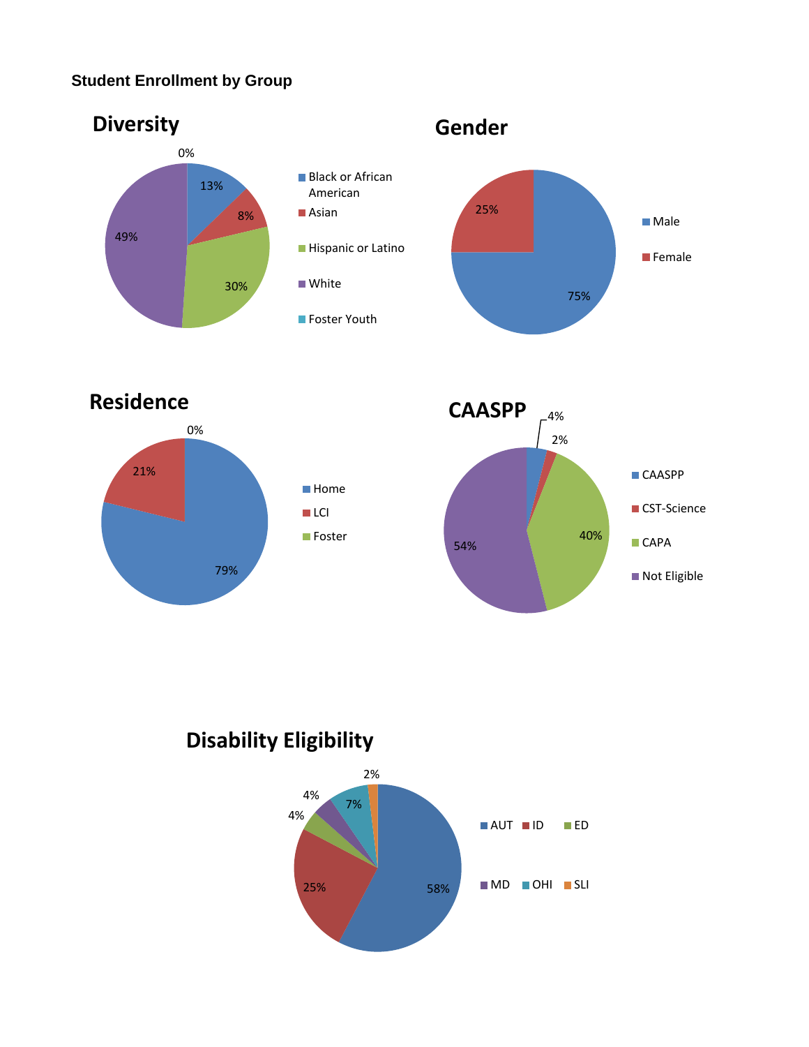**Student Enrollment by Group**

## Diversity

| Group | Percentage |
| --- | --- |
| Black or African American | 13% |
| Asian | 8% |
| Hispanic or Latino | 30% |
| White | 49% |
| Foster Youth | 0% |

## Gender

| Group | Percentage |
| --- | --- |
| Male | 75% |
| Female | 25% |

## Residence

| Group | Percentage |
| --- | --- |
| Home | 79% |
| LCI | 21% |
| Foster | 0% |

## CAASPP

| Group | Percentage |
| --- | --- |
| CAASPP | 4% |
| CST-Science | 2% |
| CAPA | 40% |
| Not Eligible | 54% |

## Disability Eligibility

| Group | Percentage |
| --- | --- |
| AUT | 58% |
| ID | 25% |
| ED | 4% |
| MD | 4% |
| OHI | 7% |
| SLI | 2% |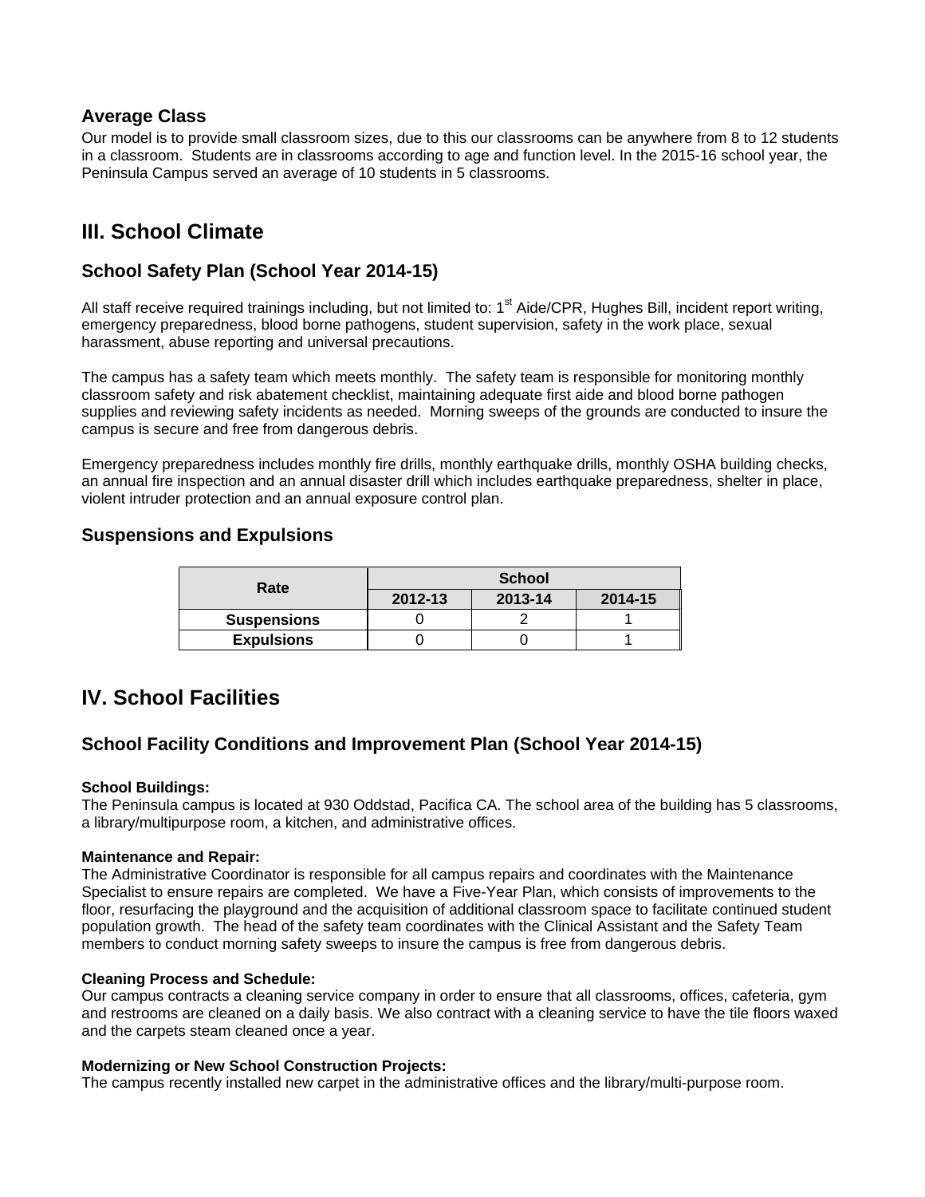### Average Class

Our model is to provide small classroom sizes, due to this our classrooms can be anywhere from 8 to 12 students in a classroom. Students are in classrooms according to age and function level. In the 2015-16 school year, the Peninsula Campus served an average of 10 students in 5 classrooms.

## III. School Climate

### School Safety Plan (School Year 2014-15)

All staff receive required trainings including, but not limited to: 1st Aide/CPR, Hughes Bill, incident report writing, emergency preparedness, blood borne pathogens, student supervision, safety in the work place, sexual harassment, abuse reporting and universal precautions.

The campus has a safety team which meets monthly. The safety team is responsible for monitoring monthly classroom safety and risk abatement checklist, maintaining adequate first aide and blood borne pathogen supplies and reviewing safety incidents as needed. Morning sweeps of the grounds are conducted to insure the campus is secure and free from dangerous debris.

Emergency preparedness includes monthly fire drills, monthly earthquake drills, monthly OSHA building checks, an annual fire inspection and an annual disaster drill which includes earthquake preparedness, shelter in place, violent intruder protection and an annual exposure control plan.

### Suspensions and Expulsions

| Rate | School | | |
|---|---|---|---|
| | 2012-13 | 2013-14 | 2014-15 |
| **Suspensions** | 0 | 2 | 1 |
| **Expulsions** | 0 | 0 | 1 |

## IV. School Facilities

### School Facility Conditions and Improvement Plan (School Year 2014-15)

**School Buildings:**
The Peninsula campus is located at 930 Oddstad, Pacifica CA. The school area of the building has 5 classrooms, a library/multipurpose room, a kitchen, and administrative offices.

**Maintenance and Repair:**
The Administrative Coordinator is responsible for all campus repairs and coordinates with the Maintenance Specialist to ensure repairs are completed. We have a Five-Year Plan, which consists of improvements to the floor, resurfacing the playground and the acquisition of additional classroom space to facilitate continued student population growth. The head of the safety team coordinates with the Clinical Assistant and the Safety Team members to conduct morning safety sweeps to insure the campus is free from dangerous debris.

**Cleaning Process and Schedule:**
Our campus contracts a cleaning service company in order to ensure that all classrooms, offices, cafeteria, gym and restrooms are cleaned on a daily basis. We also contract with a cleaning service to have the tile floors waxed and the carpets steam cleaned once a year.

**Modernizing or New School Construction Projects:**
The campus recently installed new carpet in the administrative offices and the library/multi-purpose room.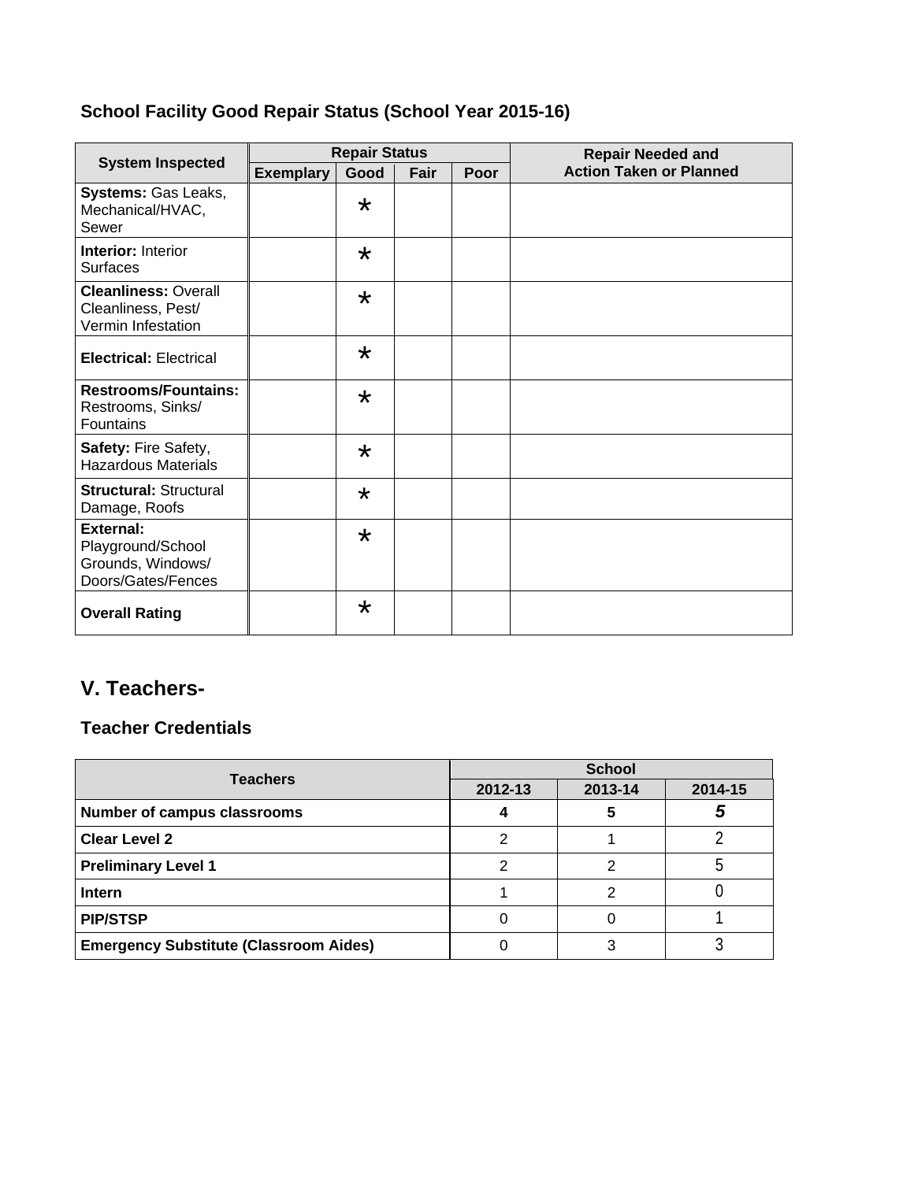### School Facility Good Repair Status (School Year 2015-16)

| System Inspected | Repair Status | | | | Repair Needed and Action Taken or Planned |
|---|---|---|---|---|---|
| | Exemplary | Good | Fair | Poor | |
| **Systems:** Gas Leaks, Mechanical/HVAC, Sewer | | * | | | |
| **Interior:** Interior Surfaces | | * | | | |
| **Cleanliness:** Overall Cleanliness, Pest/ Vermin Infestation | | * | | | |
| **Electrical:** Electrical | | * | | | |
| **Restrooms/Fountains:** Restrooms, Sinks/ Fountains | | * | | | |
| **Safety:** Fire Safety, Hazardous Materials | | * | | | |
| **Structural:** Structural Damage, Roofs | | * | | | |
| **External:** Playground/School Grounds, Windows/ Doors/Gates/Fences | | * | | | |
| **Overall Rating** | | * | | | |

## V. Teachers-

### Teacher Credentials

| Teachers | School | | |
|---|---|---|---|
| | 2012-13 | 2013-14 | 2014-15 |
| **Number of campus classrooms** | **4** | **5** | ***5*** |
| **Clear Level 2** | 2 | 1 | 2 |
| **Preliminary Level 1** | 2 | 2 | 5 |
| **Intern** | 1 | 2 | 0 |
| **PIP/STSP** | 0 | 0 | 1 |
| **Emergency Substitute (Classroom Aides)** | 0 | 3 | 3 |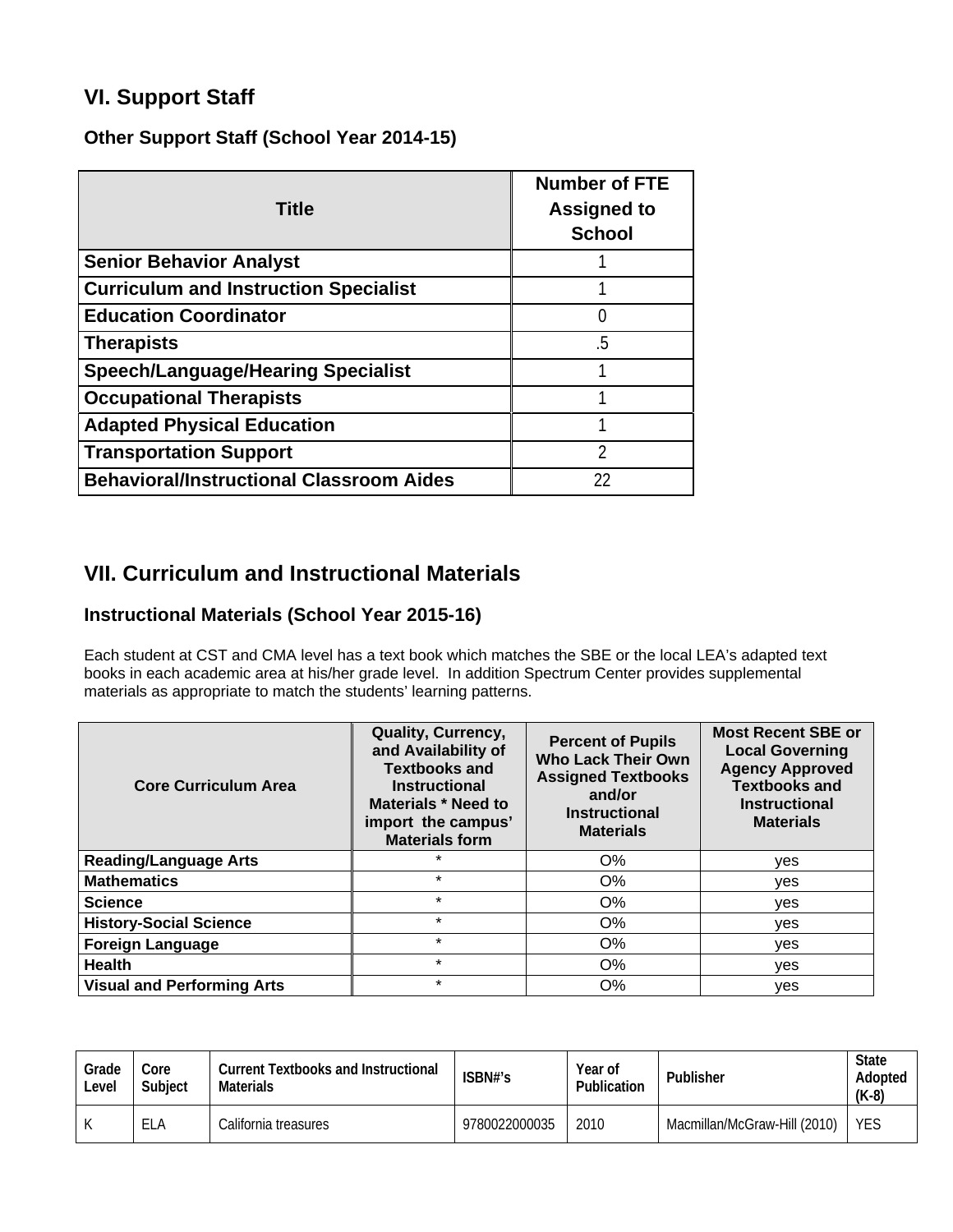## VI. Support Staff

### Other Support Staff (School Year 2014-15)

| Title | Number of FTE Assigned to School |
|---|---|
| **Senior Behavior Analyst** | 1 |
| **Curriculum and Instruction Specialist** | 1 |
| **Education Coordinator** | 0 |
| **Therapists** | .5 |
| **Speech/Language/Hearing Specialist** | 1 |
| **Occupational Therapists** | 1 |
| **Adapted Physical Education** | 1 |
| **Transportation Support** | 2 |
| **Behavioral/Instructional Classroom Aides** | 22 |

## VII. Curriculum and Instructional Materials

### Instructional Materials (School Year 2015-16)

Each student at CST and CMA level has a text book which matches the SBE or the local LEA's adapted text books in each academic area at his/her grade level. In addition Spectrum Center provides supplemental materials as appropriate to match the students' learning patterns.

| Core Curriculum Area | Quality, Currency, and Availability of Textbooks and Instructional Materials * Need to import the campus' Materials form | Percent of Pupils Who Lack Their Own Assigned Textbooks and/or Instructional Materials | Most Recent SBE or Local Governing Agency Approved Textbooks and Instructional Materials |
|---|---|---|---|
| **Reading/Language Arts** | * | O% | yes |
| **Mathematics** | * | O% | yes |
| **Science** | * | O% | yes |
| **History-Social Science** | * | O% | yes |
| **Foreign Language** | * | O% | yes |
| **Health** | * | O% | yes |
| **Visual and Performing Arts** | * | O% | yes |

| Grade Level | Core Subject | Current Textbooks and Instructional Materials | ISBN#'s | Year of Publication | Publisher | State Adopted (K-8) |
|---|---|---|---|---|---|---|
| K | ELA | California treasures | 9780022000035 | 2010 | Macmillan/McGraw-Hill (2010) | YES |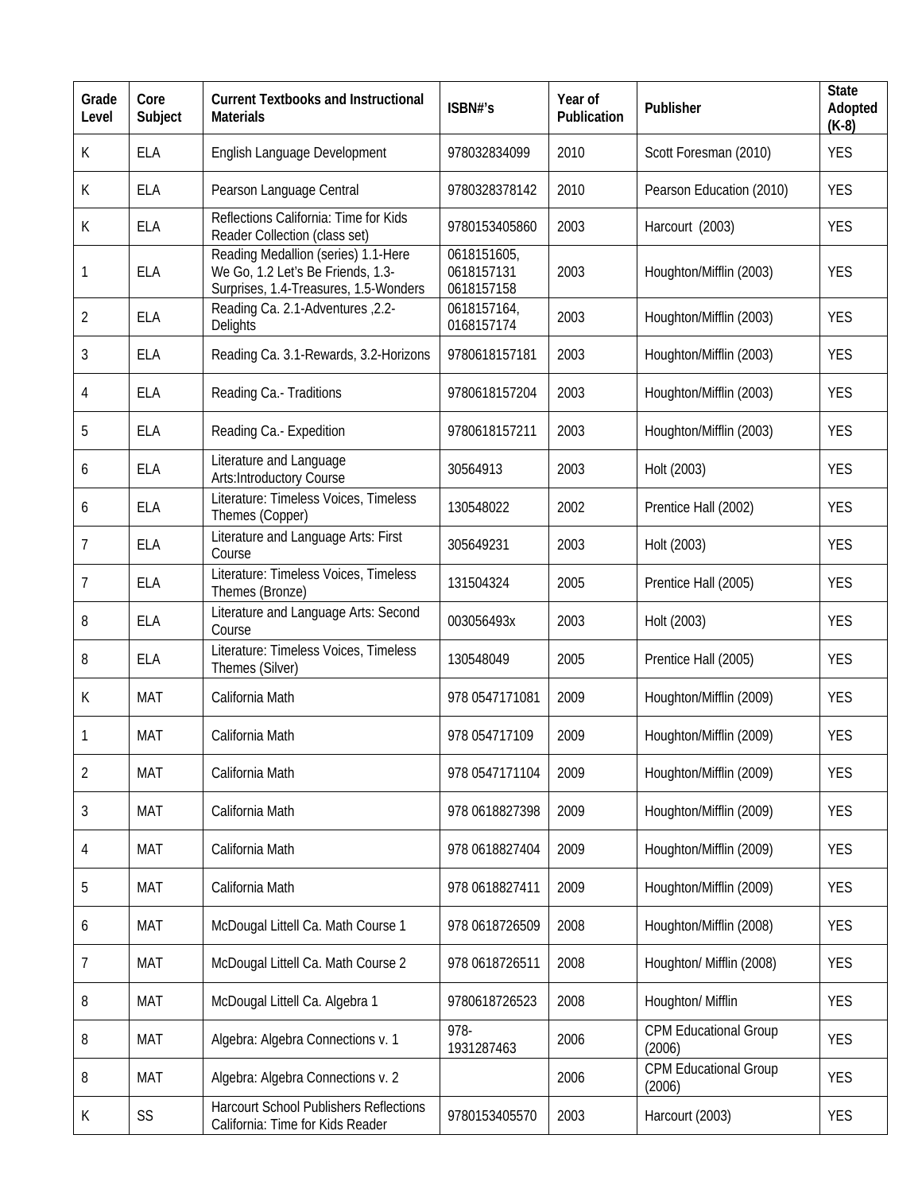| Grade Level | Core Subject | Current Textbooks and Instructional Materials | ISBN#'s | Year of Publication | Publisher | State Adopted (K-8) |
|---|---|---|---|---|---|---|
| K | ELA | English Language Development | 978032834099 | 2010 | Scott Foresman (2010) | YES |
| K | ELA | Pearson Language Central | 9780328378142 | 2010 | Pearson Education (2010) | YES |
| K | ELA | Reflections California: Time for Kids Reader Collection (class set) | 9780153405860 | 2003 | Harcourt (2003) | YES |
| 1 | ELA | Reading Medallion (series) 1.1-Here We Go, 1.2 Let's Be Friends, 1.3-Surprises, 1.4-Treasures, 1.5-Wonders | 0618151605, 0618157131 0618157158 | 2003 | Houghton/Mifflin (2003) | YES |
| 2 | ELA | Reading Ca. 2.1-Adventures ,2.2-Delights | 0618157164, 0168157174 | 2003 | Houghton/Mifflin (2003) | YES |
| 3 | ELA | Reading Ca. 3.1-Rewards, 3.2-Horizons | 9780618157181 | 2003 | Houghton/Mifflin (2003) | YES |
| 4 | ELA | Reading Ca.- Traditions | 9780618157204 | 2003 | Houghton/Mifflin (2003) | YES |
| 5 | ELA | Reading Ca.- Expedition | 9780618157211 | 2003 | Houghton/Mifflin (2003) | YES |
| 6 | ELA | Literature and Language Arts:Introductory Course | 30564913 | 2003 | Holt (2003) | YES |
| 6 | ELA | Literature: Timeless Voices, Timeless Themes (Copper) | 130548022 | 2002 | Prentice Hall (2002) | YES |
| 7 | ELA | Literature and Language Arts: First Course | 305649231 | 2003 | Holt (2003) | YES |
| 7 | ELA | Literature: Timeless Voices, Timeless Themes (Bronze) | 131504324 | 2005 | Prentice Hall (2005) | YES |
| 8 | ELA | Literature and Language Arts: Second Course | 003056493x | 2003 | Holt (2003) | YES |
| 8 | ELA | Literature: Timeless Voices, Timeless Themes (Silver) | 130548049 | 2005 | Prentice Hall (2005) | YES |
| K | MAT | California Math | 978 0547171081 | 2009 | Houghton/Mifflin (2009) | YES |
| 1 | MAT | California Math | 978 054717109 | 2009 | Houghton/Mifflin (2009) | YES |
| 2 | MAT | California Math | 978 0547171104 | 2009 | Houghton/Mifflin (2009) | YES |
| 3 | MAT | California Math | 978 0618827398 | 2009 | Houghton/Mifflin (2009) | YES |
| 4 | MAT | California Math | 978 0618827404 | 2009 | Houghton/Mifflin (2009) | YES |
| 5 | MAT | California Math | 978 0618827411 | 2009 | Houghton/Mifflin (2009) | YES |
| 6 | MAT | McDougal Littell Ca. Math Course 1 | 978 0618726509 | 2008 | Houghton/Mifflin (2008) | YES |
| 7 | MAT | McDougal Littell Ca. Math Course 2 | 978 0618726511 | 2008 | Houghton/ Mifflin (2008) | YES |
| 8 | MAT | McDougal Littell Ca. Algebra 1 | 9780618726523 | 2008 | Houghton/ Mifflin | YES |
| 8 | MAT | Algebra: Algebra Connections v. 1 | 978-1931287463 | 2006 | CPM Educational Group (2006) | YES |
| 8 | MAT | Algebra: Algebra Connections v. 2 | | 2006 | CPM Educational Group (2006) | YES |
| K | SS | Harcourt School Publishers Reflections California: Time for Kids Reader | 9780153405570 | 2003 | Harcourt (2003) | YES |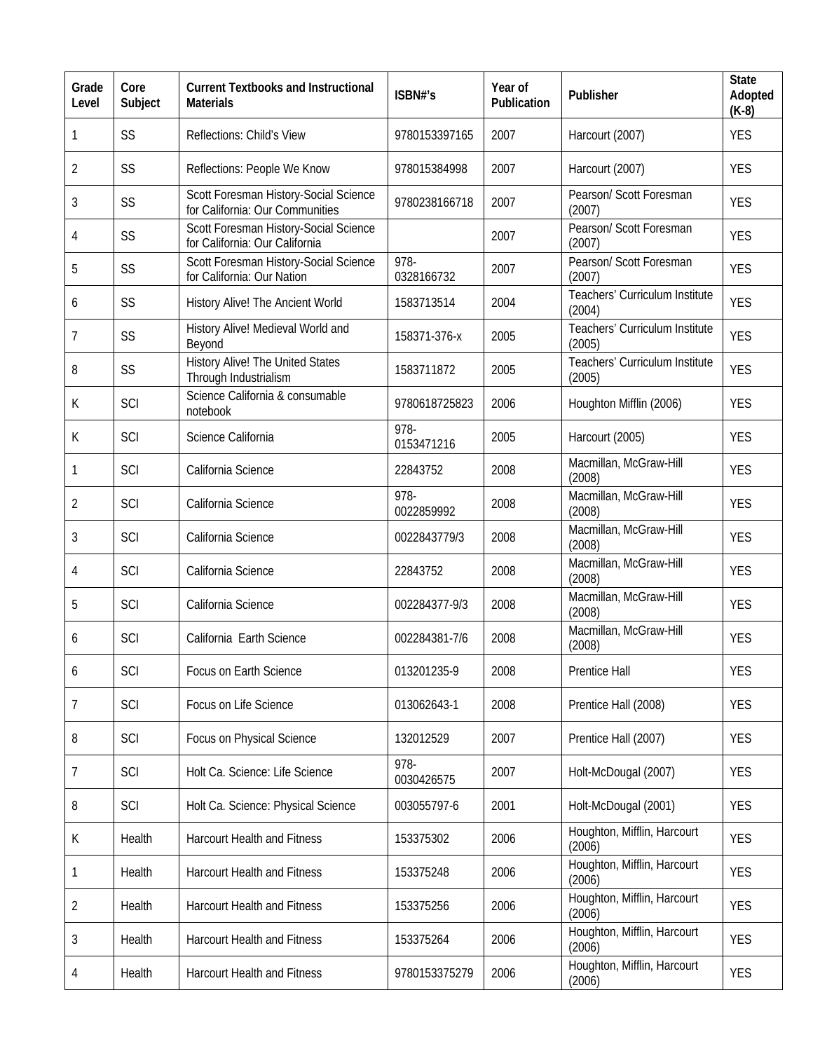| Grade Level | Core Subject | Current Textbooks and Instructional Materials | ISBN#'s | Year of Publication | Publisher | State Adopted (K-8) |
|---|---|---|---|---|---|---|
| 1 | SS | Reflections: Child's View | 9780153397165 | 2007 | Harcourt (2007) | YES |
| 2 | SS | Reflections: People We Know | 978015384998 | 2007 | Harcourt (2007) | YES |
| 3 | SS | Scott Foresman History-Social Science for California: Our Communities | 9780238166718 | 2007 | Pearson/ Scott Foresman (2007) | YES |
| 4 | SS | Scott Foresman History-Social Science for California: Our California | | 2007 | Pearson/ Scott Foresman (2007) | YES |
| 5 | SS | Scott Foresman History-Social Science for California: Our Nation | 978-0328166732 | 2007 | Pearson/ Scott Foresman (2007) | YES |
| 6 | SS | History Alive! The Ancient World | 1583713514 | 2004 | Teachers' Curriculum Institute (2004) | YES |
| 7 | SS | History Alive! Medieval World and Beyond | 158371-376-x | 2005 | Teachers' Curriculum Institute (2005) | YES |
| 8 | SS | History Alive! The United States Through Industrialism | 1583711872 | 2005 | Teachers' Curriculum Institute (2005) | YES |
| K | SCI | Science California & consumable notebook | 9780618725823 | 2006 | Houghton Mifflin (2006) | YES |
| K | SCI | Science California | 978-0153471216 | 2005 | Harcourt (2005) | YES |
| 1 | SCI | California Science | 22843752 | 2008 | Macmillan, McGraw-Hill (2008) | YES |
| 2 | SCI | California Science | 978-0022859992 | 2008 | Macmillan, McGraw-Hill (2008) | YES |
| 3 | SCI | California Science | 0022843779/3 | 2008 | Macmillan, McGraw-Hill (2008) | YES |
| 4 | SCI | California Science | 22843752 | 2008 | Macmillan, McGraw-Hill (2008) | YES |
| 5 | SCI | California Science | 002284377-9/3 | 2008 | Macmillan, McGraw-Hill (2008) | YES |
| 6 | SCI | California Earth Science | 002284381-7/6 | 2008 | Macmillan, McGraw-Hill (2008) | YES |
| 6 | SCI | Focus on Earth Science | 013201235-9 | 2008 | Prentice Hall | YES |
| 7 | SCI | Focus on Life Science | 013062643-1 | 2008 | Prentice Hall (2008) | YES |
| 8 | SCI | Focus on Physical Science | 132012529 | 2007 | Prentice Hall (2007) | YES |
| 7 | SCI | Holt Ca. Science: Life Science | 978-0030426575 | 2007 | Holt-McDougal (2007) | YES |
| 8 | SCI | Holt Ca. Science: Physical Science | 003055797-6 | 2001 | Holt-McDougal (2001) | YES |
| K | Health | Harcourt Health and Fitness | 153375302 | 2006 | Houghton, Mifflin, Harcourt (2006) | YES |
| 1 | Health | Harcourt Health and Fitness | 153375248 | 2006 | Houghton, Mifflin, Harcourt (2006) | YES |
| 2 | Health | Harcourt Health and Fitness | 153375256 | 2006 | Houghton, Mifflin, Harcourt (2006) | YES |
| 3 | Health | Harcourt Health and Fitness | 153375264 | 2006 | Houghton, Mifflin, Harcourt (2006) | YES |
| 4 | Health | Harcourt Health and Fitness | 9780153375279 | 2006 | Houghton, Mifflin, Harcourt (2006) | YES |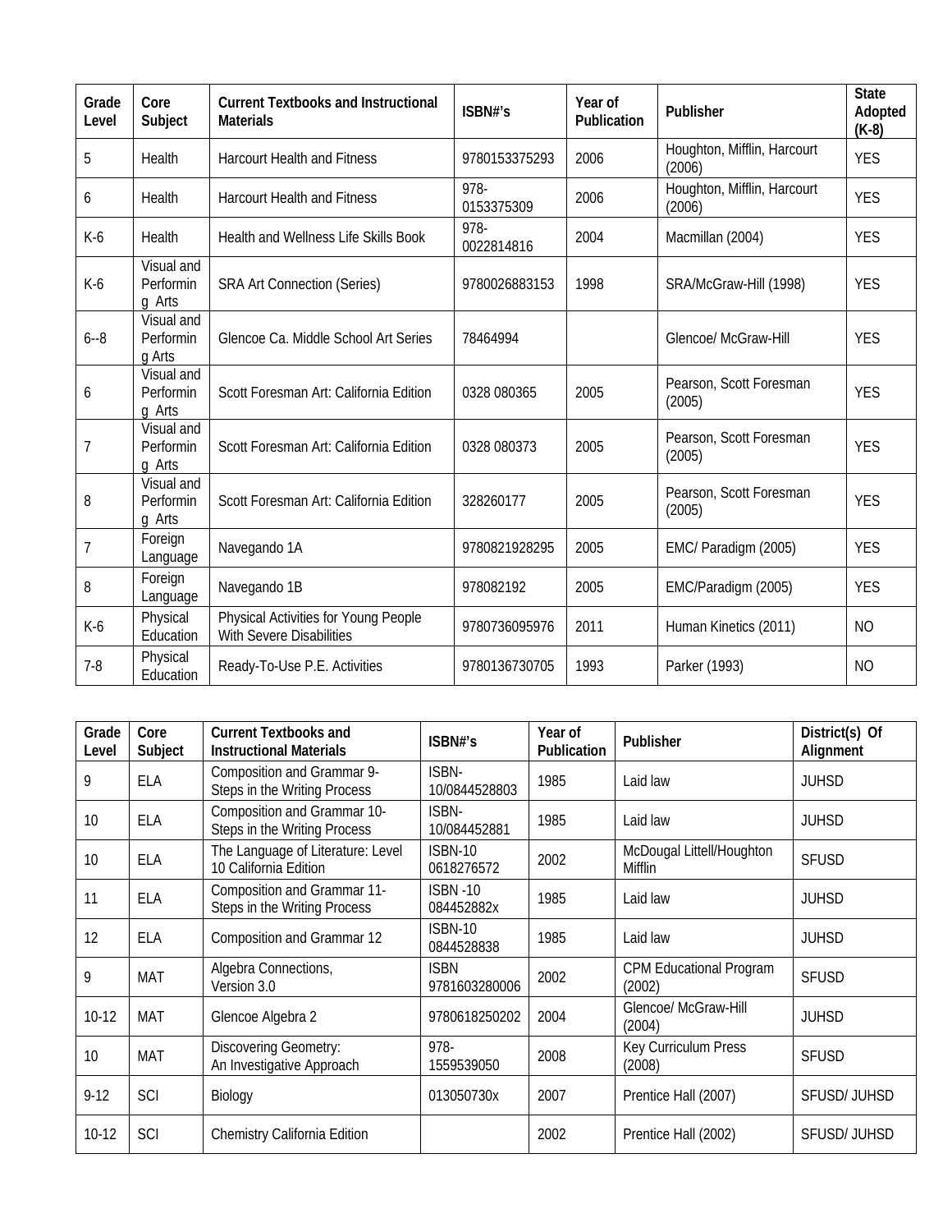| Grade Level | Core Subject | Current Textbooks and Instructional Materials | ISBN#'s | Year of Publication | Publisher | State Adopted (K-8) |
|---|---|---|---|---|---|---|
| 5 | Health | Harcourt Health and Fitness | 9780153375293 | 2006 | Houghton, Mifflin, Harcourt (2006) | YES |
| 6 | Health | Harcourt Health and Fitness | 978-0153375309 | 2006 | Houghton, Mifflin, Harcourt (2006) | YES |
| K-6 | Health | Health and Wellness Life Skills Book | 978-0022814816 | 2004 | Macmillan (2004) | YES |
| K-6 | Visual and Performing Arts | SRA Art Connection (Series) | 9780026883153 | 1998 | SRA/McGraw-Hill (1998) | YES |
| 6--8 | Visual and Performing Arts | Glencoe Ca. Middle School Art Series | 78464994 | | Glencoe/ McGraw-Hill | YES |
| 6 | Visual and Performing Arts | Scott Foresman Art: California Edition | 0328 080365 | 2005 | Pearson, Scott Foresman (2005) | YES |
| 7 | Visual and Performing Arts | Scott Foresman Art: California Edition | 0328 080373 | 2005 | Pearson, Scott Foresman (2005) | YES |
| 8 | Visual and Performing Arts | Scott Foresman Art: California Edition | 328260177 | 2005 | Pearson, Scott Foresman (2005) | YES |
| 7 | Foreign Language | Navegando 1A | 9780821928295 | 2005 | EMC/ Paradigm (2005) | YES |
| 8 | Foreign Language | Navegando 1B | 978082192 | 2005 | EMC/Paradigm (2005) | YES |
| K-6 | Physical Education | Physical Activities for Young People With Severe Disabilities | 9780736095976 | 2011 | Human Kinetics (2011) | NO |
| 7-8 | Physical Education | Ready-To-Use P.E. Activities | 9780136730705 | 1993 | Parker (1993) | NO |

| Grade Level | Core Subject | Current Textbooks and Instructional Materials | ISBN#'s | Year of Publication | Publisher | District(s) Of Alignment |
|---|---|---|---|---|---|---|
| 9 | ELA | Composition and Grammar 9- Steps in the Writing Process | ISBN-10/0844528803 | 1985 | Laid law | JUHSD |
| 10 | ELA | Composition and Grammar 10- Steps in the Writing Process | ISBN-10/084452881 | 1985 | Laid law | JUHSD |
| 10 | ELA | The Language of Literature: Level 10 California Edition | ISBN-10 0618276572 | 2002 | McDougal Littell/Houghton Mifflin | SFUSD |
| 11 | ELA | Composition and Grammar 11- Steps in the Writing Process | ISBN -10 084452882x | 1985 | Laid law | JUHSD |
| 12 | ELA | Composition and Grammar 12 | ISBN-10 0844528838 | 1985 | Laid law | JUHSD |
| 9 | MAT | Algebra Connections, Version 3.0 | ISBN 9781603280006 | 2002 | CPM Educational Program (2002) | SFUSD |
| 10-12 | MAT | Glencoe Algebra 2 | 9780618250202 | 2004 | Glencoe/ McGraw-Hill (2004) | JUHSD |
| 10 | MAT | Discovering Geometry: An Investigative Approach | 978-1559539050 | 2008 | Key Curriculum Press (2008) | SFUSD |
| 9-12 | SCI | Biology | 013050730x | 2007 | Prentice Hall (2007) | SFUSD/ JUHSD |
| 10-12 | SCI | Chemistry California Edition | | 2002 | Prentice Hall (2002) | SFUSD/ JUHSD |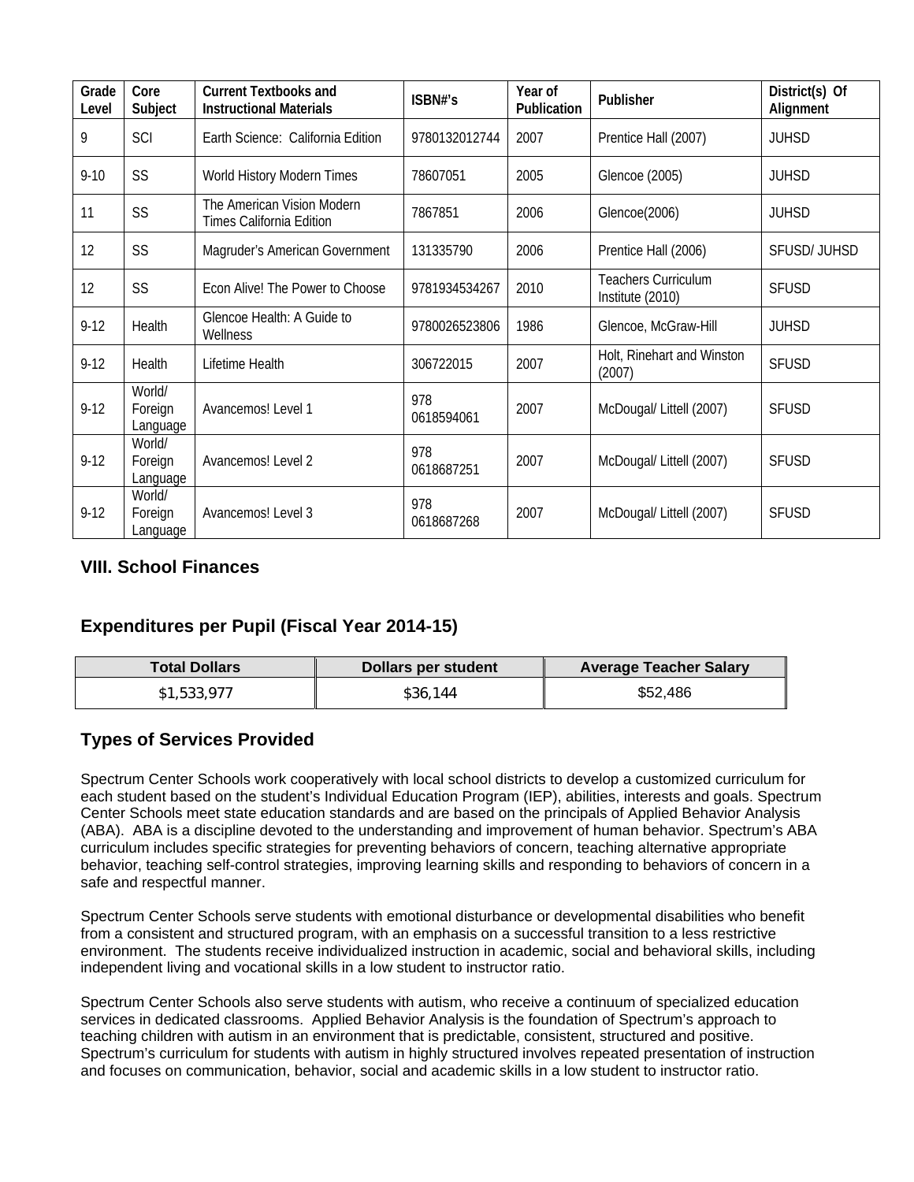| Grade Level | Core Subject | Current Textbooks and Instructional Materials | ISBN#'s | Year of Publication | Publisher | District(s) Of Alignment |
|---|---|---|---|---|---|---|
| 9 | SCI | Earth Science: California Edition | 9780132012744 | 2007 | Prentice Hall (2007) | JUHSD |
| 9-10 | SS | World History Modern Times | 78607051 | 2005 | Glencoe (2005) | JUHSD |
| 11 | SS | The American Vision Modern Times California Edition | 7867851 | 2006 | Glencoe(2006) | JUHSD |
| 12 | SS | Magruder's American Government | 131335790 | 2006 | Prentice Hall (2006) | SFUSD/ JUHSD |
| 12 | SS | Econ Alive! The Power to Choose | 9781934534267 | 2010 | Teachers Curriculum Institute (2010) | SFUSD |
| 9-12 | Health | Glencoe Health: A Guide to Wellness | 9780026523806 | 1986 | Glencoe, McGraw-Hill | JUHSD |
| 9-12 | Health | Lifetime Health | 306722015 | 2007 | Holt, Rinehart and Winston (2007) | SFUSD |
| 9-12 | World/ Foreign Language | Avancemos! Level 1 | 978 0618594061 | 2007 | McDougal/ Littell (2007) | SFUSD |
| 9-12 | World/ Foreign Language | Avancemos! Level 2 | 978 0618687251 | 2007 | McDougal/ Littell (2007) | SFUSD |
| 9-12 | World/ Foreign Language | Avancemos! Level 3 | 978 0618687268 | 2007 | McDougal/ Littell (2007) | SFUSD |

## VIII. School Finances

## Expenditures per Pupil (Fiscal Year 2014-15)

| Total Dollars | Dollars per student | Average Teacher Salary |
|---|---|---|
| $1,533,977 | $36,144 | $52,486 |

## Types of Services Provided

Spectrum Center Schools work cooperatively with local school districts to develop a customized curriculum for each student based on the student's Individual Education Program (IEP), abilities, interests and goals. Spectrum Center Schools meet state education standards and are based on the principals of Applied Behavior Analysis (ABA). ABA is a discipline devoted to the understanding and improvement of human behavior. Spectrum's ABA curriculum includes specific strategies for preventing behaviors of concern, teaching alternative appropriate behavior, teaching self-control strategies, improving learning skills and responding to behaviors of concern in a safe and respectful manner.

Spectrum Center Schools serve students with emotional disturbance or developmental disabilities who benefit from a consistent and structured program, with an emphasis on a successful transition to a less restrictive environment. The students receive individualized instruction in academic, social and behavioral skills, including independent living and vocational skills in a low student to instructor ratio.

Spectrum Center Schools also serve students with autism, who receive a continuum of specialized education services in dedicated classrooms. Applied Behavior Analysis is the foundation of Spectrum's approach to teaching children with autism in an environment that is predictable, consistent, structured and positive. Spectrum's curriculum for students with autism in highly structured involves repeated presentation of instruction and focuses on communication, behavior, social and academic skills in a low student to instructor ratio.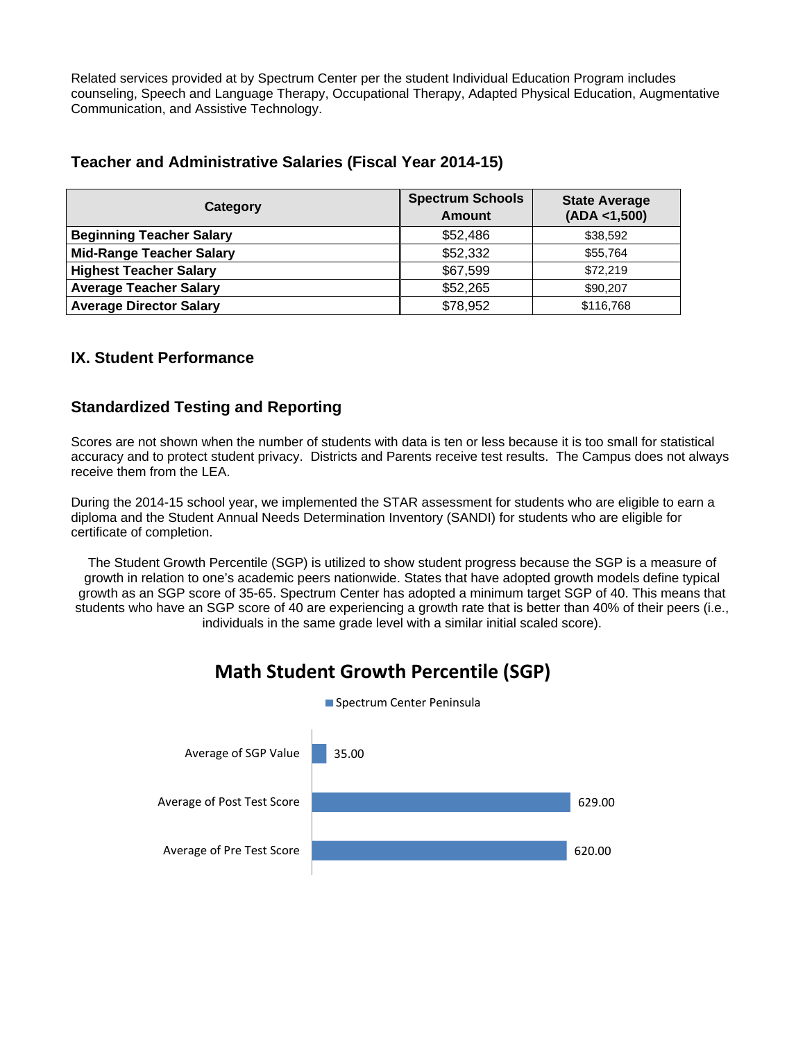Related services provided at by Spectrum Center per the student Individual Education Program includes counseling, Speech and Language Therapy, Occupational Therapy, Adapted Physical Education, Augmentative Communication, and Assistive Technology.

### Teacher and Administrative Salaries (Fiscal Year 2014-15)

| Category | Spectrum Schools Amount | State Average (ADA <1,500) |
|---|---|---|
| **Beginning Teacher Salary** | $52,486 | $38,592 |
| **Mid-Range Teacher Salary** | $52,332 | $55,764 |
| **Highest Teacher Salary** | $67,599 | $72,219 |
| **Average Teacher Salary** | $52,265 | $90,207 |
| **Average Director Salary** | $78,952 | $116,768 |

## IX. Student Performance

### Standardized Testing and Reporting

Scores are not shown when the number of students with data is ten or less because it is too small for statistical accuracy and to protect student privacy. Districts and Parents receive test results. The Campus does not always receive them from the LEA.

During the 2014-15 school year, we implemented the STAR assessment for students who are eligible to earn a diploma and the Student Annual Needs Determination Inventory (SANDI) for students who are eligible for certificate of completion.

The Student Growth Percentile (SGP) is utilized to show student progress because the SGP is a measure of growth in relation to one's academic peers nationwide. States that have adopted growth models define typical growth as an SGP score of 35-65. Spectrum Center has adopted a minimum target SGP of 40. This means that students who have an SGP score of 40 are experiencing a growth rate that is better than 40% of their peers (i.e., individuals in the same grade level with a similar initial scaled score).

**Math Student Growth Percentile (SGP)**

| | Spectrum Center Peninsula |
|---|---|
| Average of SGP Value | 35.00 |
| Average of Post Test Score | 629.00 |
| Average of Pre Test Score | 620.00 |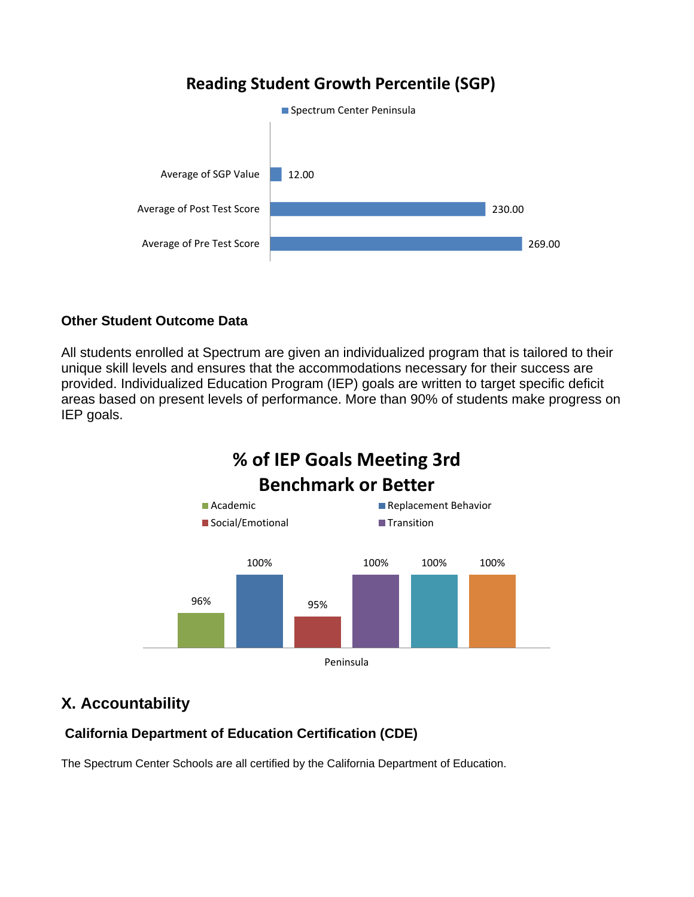**Reading Student Growth Percentile (SGP)**

Spectrum Center Peninsula

| | Spectrum Center Peninsula |
|---|---|
| Average of SGP Value | 12.00 |
| Average of Post Test Score | 230.00 |
| Average of Pre Test Score | 269.00 |

### Other Student Outcome Data

All students enrolled at Spectrum are given an individualized program that is tailored to their unique skill levels and ensures that the accommodations necessary for their success are provided. Individualized Education Program (IEP) goals are written to target specific deficit areas based on present levels of performance. More than 90% of students make progress on IEP goals.

**% of IEP Goals Meeting 3rd Benchmark or Better**

Academic, Replacement Behavior, Social/Emotional, Transition

| Peninsula | |
|---|---|
| Academic | 96% |
| Replacement Behavior | 100% |
| Social/Emotional | 95% |
| Transition | 100% |
| (unlabeled) | 100% |
| (unlabeled) | 100% |

## X. Accountability

### California Department of Education Certification (CDE)

The Spectrum Center Schools are all certified by the California Department of Education.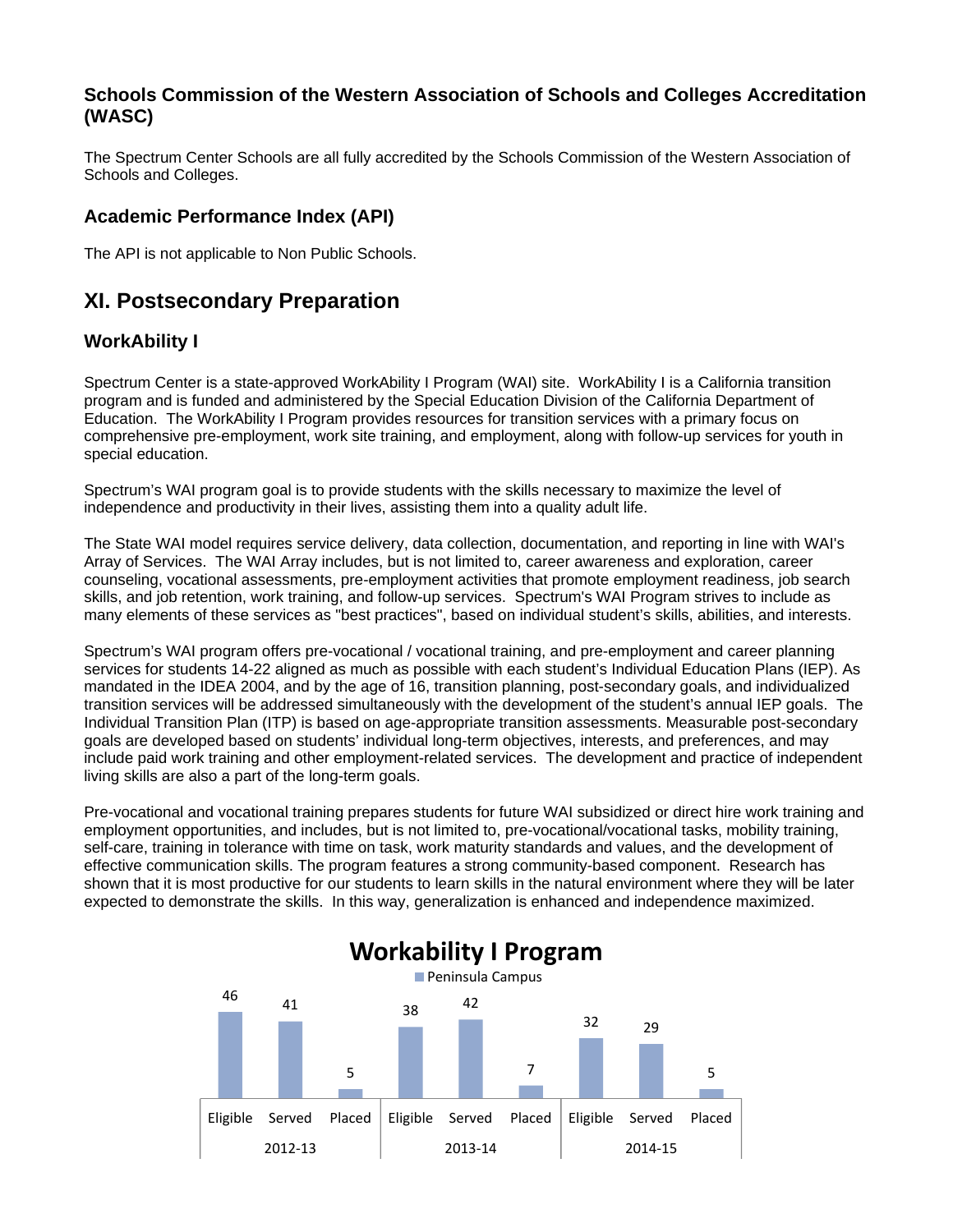### Schools Commission of the Western Association of Schools and Colleges Accreditation (WASC)

The Spectrum Center Schools are all fully accredited by the Schools Commission of the Western Association of Schools and Colleges.

### Academic Performance Index (API)

The API is not applicable to Non Public Schools.

## XI. Postsecondary Preparation

### WorkAbility I

Spectrum Center is a state-approved WorkAbility I Program (WAI) site. WorkAbility I is a California transition program and is funded and administered by the Special Education Division of the California Department of Education. The WorkAbility I Program provides resources for transition services with a primary focus on comprehensive pre-employment, work site training, and employment, along with follow-up services for youth in special education.

Spectrum's WAI program goal is to provide students with the skills necessary to maximize the level of independence and productivity in their lives, assisting them into a quality adult life.

The State WAI model requires service delivery, data collection, documentation, and reporting in line with WAI's Array of Services. The WAI Array includes, but is not limited to, career awareness and exploration, career counseling, vocational assessments, pre-employment activities that promote employment readiness, job search skills, and job retention, work training, and follow-up services. Spectrum's WAI Program strives to include as many elements of these services as "best practices", based on individual student's skills, abilities, and interests.

Spectrum's WAI program offers pre-vocational / vocational training, and pre-employment and career planning services for students 14-22 aligned as much as possible with each student's Individual Education Plans (IEP). As mandated in the IDEA 2004, and by the age of 16, transition planning, post-secondary goals, and individualized transition services will be addressed simultaneously with the development of the student's annual IEP goals. The Individual Transition Plan (ITP) is based on age-appropriate transition assessments. Measurable post-secondary goals are developed based on students' individual long-term objectives, interests, and preferences, and may include paid work training and other employment-related services. The development and practice of independent living skills are also a part of the long-term goals.

Pre-vocational and vocational training prepares students for future WAI subsidized or direct hire work training and employment opportunities, and includes, but is not limited to, pre-vocational/vocational tasks, mobility training, self-care, training in tolerance with time on task, work maturity standards and values, and the development of effective communication skills. The program features a strong community-based component. Research has shown that it is most productive for our students to learn skills in the natural environment where they will be later expected to demonstrate the skills. In this way, generalization is enhanced and independence maximized.

**Workability I Program**

Peninsula Campus

| Year | Eligible | Served | Placed |
|---|---|---|---|
| 2012-13 | 46 | 41 | 5 |
| 2013-14 | 38 | 42 | 7 |
| 2014-15 | 32 | 29 | 5 |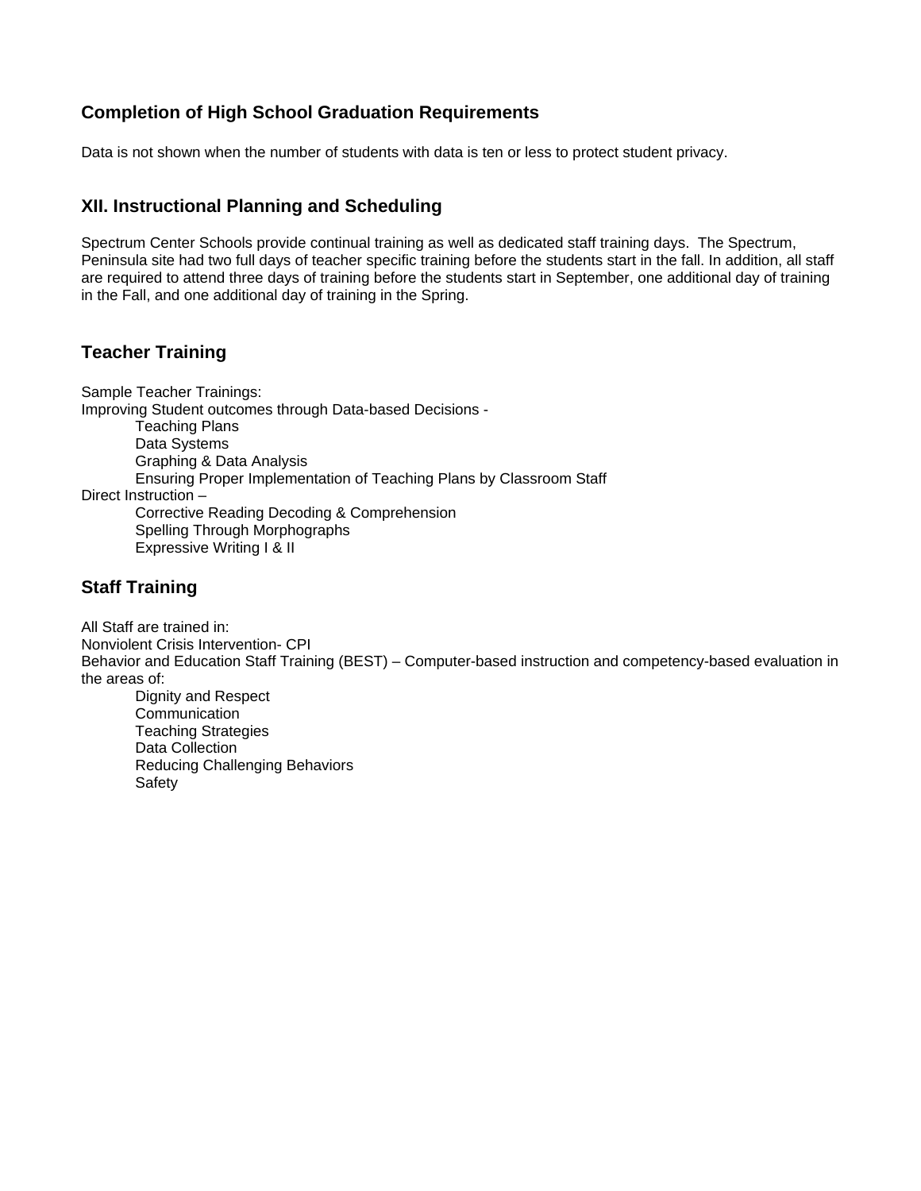## Completion of High School Graduation Requirements

Data is not shown when the number of students with data is ten or less to protect student privacy.

## XII. Instructional Planning and Scheduling

Spectrum Center Schools provide continual training as well as dedicated staff training days. The Spectrum, Peninsula site had two full days of teacher specific training before the students start in the fall. In addition, all staff are required to attend three days of training before the students start in September, one additional day of training in the Fall, and one additional day of training in the Spring.

## Teacher Training

Sample Teacher Trainings:

Improving Student outcomes through Data-based Decisions -

- Teaching Plans
- Data Systems
- Graphing & Data Analysis
- Ensuring Proper Implementation of Teaching Plans by Classroom Staff

Direct Instruction –

- Corrective Reading Decoding & Comprehension
- Spelling Through Morphographs
- Expressive Writing I & II

## Staff Training

All Staff are trained in:

Nonviolent Crisis Intervention- CPI

Behavior and Education Staff Training (BEST) – Computer-based instruction and competency-based evaluation in the areas of:

- Dignity and Respect
- Communication
- Teaching Strategies
- Data Collection
- Reducing Challenging Behaviors
- Safety